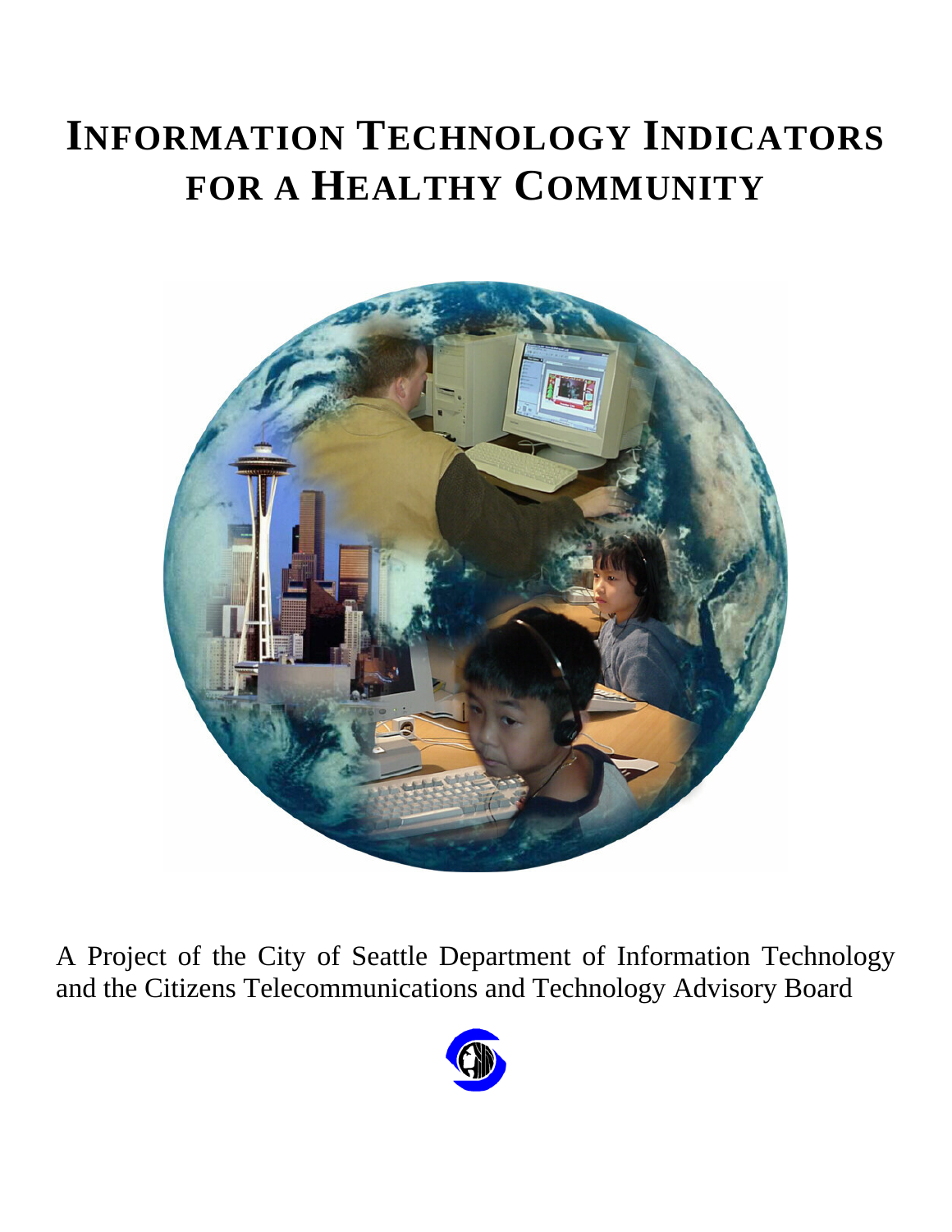# INFORMATION TECHNOLOGY INDICATORS FOR A HEALTHY COMMUNITY

A Project of the City of Seattle Department of Information Technology and the Citizens Telecommunications and Technology Advisory Board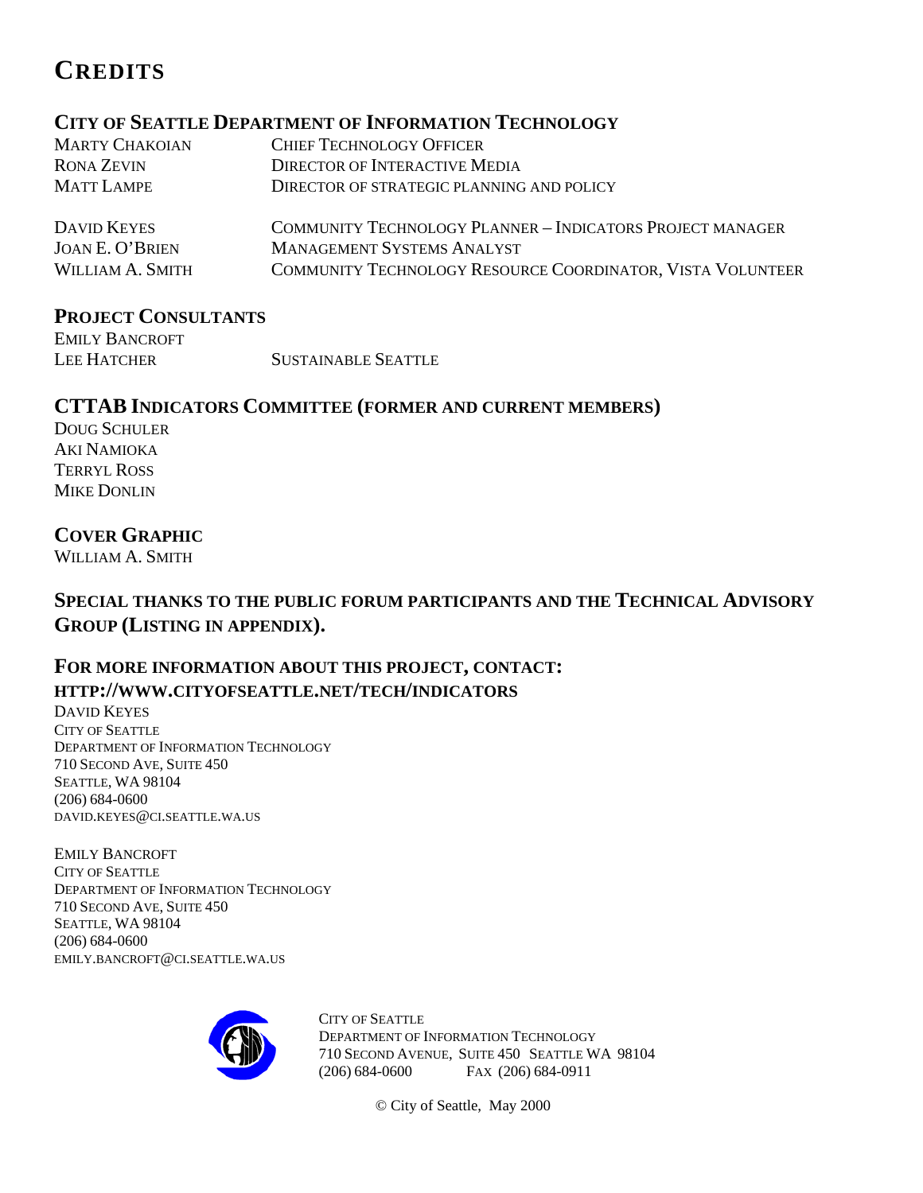# CREDITS

## CITY OF SEATTLE DEPARTMENT OF INFORMATION TECHNOLOGY

| | |
|---|---|
| MARTY CHAKOIAN | CHIEF TECHNOLOGY OFFICER |
| RONA ZEVIN | DIRECTOR OF INTERACTIVE MEDIA |
| MATT LAMPE | DIRECTOR OF STRATEGIC PLANNING AND POLICY |
| DAVID KEYES | COMMUNITY TECHNOLOGY PLANNER – INDICATORS PROJECT MANAGER |
| JOAN E. O'BRIEN | MANAGEMENT SYSTEMS ANALYST |
| WILLIAM A. SMITH | COMMUNITY TECHNOLOGY RESOURCE COORDINATOR, VISTA VOLUNTEER |

## PROJECT CONSULTANTS

EMILY BANCROFT
LEE HATCHER SUSTAINABLE SEATTLE

## CTTAB INDICATORS COMMITTEE (FORMER AND CURRENT MEMBERS)

DOUG SCHULER
AKI NAMIOKA
TERRYL ROSS
MIKE DONLIN

## COVER GRAPHIC

WILLIAM A. SMITH

## SPECIAL THANKS TO THE PUBLIC FORUM PARTICIPANTS AND THE TECHNICAL ADVISORY GROUP (LISTING IN APPENDIX).

## FOR MORE INFORMATION ABOUT THIS PROJECT, CONTACT: HTTP://WWW.CITYOFSEATTLE.NET/TECH/INDICATORS

DAVID KEYES
CITY OF SEATTLE
DEPARTMENT OF INFORMATION TECHNOLOGY
710 SECOND AVE, SUITE 450
SEATTLE, WA 98104
(206) 684-0600
DAVID.KEYES@CI.SEATTLE.WA.US

EMILY BANCROFT
CITY OF SEATTLE
DEPARTMENT OF INFORMATION TECHNOLOGY
710 SECOND AVE, SUITE 450
SEATTLE, WA 98104
(206) 684-0600
EMILY.BANCROFT@CI.SEATTLE.WA.US

CITY OF SEATTLE
DEPARTMENT OF INFORMATION TECHNOLOGY
710 SECOND AVENUE, SUITE 450 SEATTLE WA 98104
(206) 684-0600 FAX (206) 684-0911

© City of Seattle, May 2000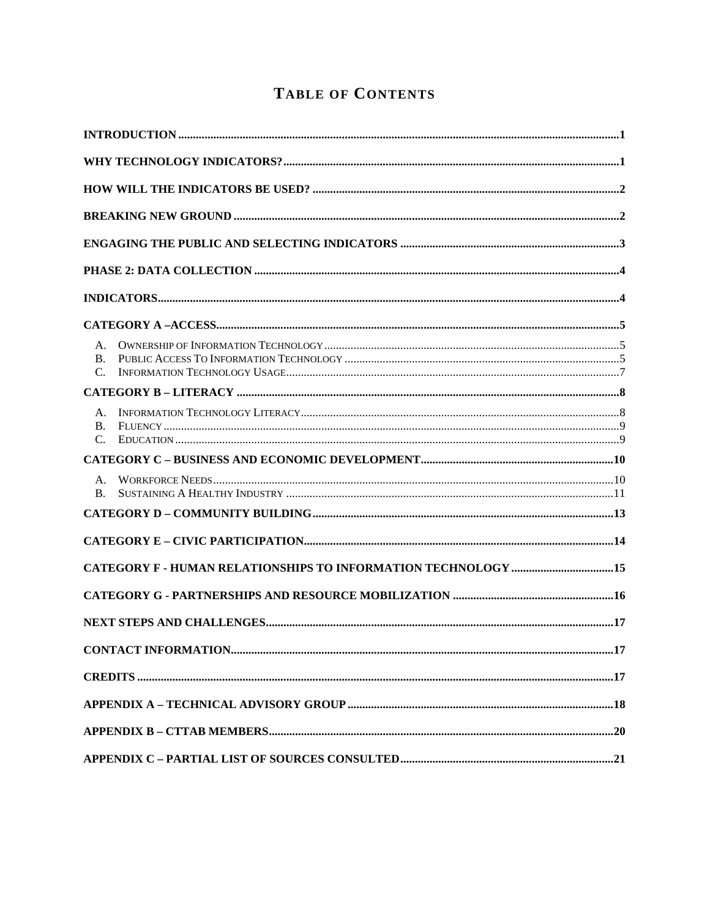# TABLE OF CONTENTS

**INTRODUCTION** ..... **1**

**WHY TECHNOLOGY INDICATORS?** ..... **1**

**HOW WILL THE INDICATORS BE USED?** ..... **2**

**BREAKING NEW GROUND** ..... **2**

**ENGAGING THE PUBLIC AND SELECTING INDICATORS** ..... **3**

**PHASE 2: DATA COLLECTION** ..... **4**

**INDICATORS** ..... **4**

**CATEGORY A –ACCESS** ..... **5**

- A. OWNERSHIP OF INFORMATION TECHNOLOGY ..... 5
- B. PUBLIC ACCESS TO INFORMATION TECHNOLOGY ..... 5
- C. INFORMATION TECHNOLOGY USAGE ..... 7

**CATEGORY B – LITERACY** ..... **8**

- A. INFORMATION TECHNOLOGY LITERACY ..... 8
- B. FLUENCY ..... 9
- C. EDUCATION ..... 9

**CATEGORY C – BUSINESS AND ECONOMIC DEVELOPMENT** ..... **10**

- A. WORKFORCE NEEDS ..... 10
- B. SUSTAINING A HEALTHY INDUSTRY ..... 11

**CATEGORY D – COMMUNITY BUILDING** ..... **13**

**CATEGORY E – CIVIC PARTICIPATION** ..... **14**

**CATEGORY F - HUMAN RELATIONSHIPS TO INFORMATION TECHNOLOGY** ..... **15**

**CATEGORY G - PARTNERSHIPS AND RESOURCE MOBILIZATION** ..... **16**

**NEXT STEPS AND CHALLENGES** ..... **17**

**CONTACT INFORMATION** ..... **17**

**CREDITS** ..... **17**

**APPENDIX A – TECHNICAL ADVISORY GROUP** ..... **18**

**APPENDIX B – CTTAB MEMBERS** ..... **20**

**APPENDIX C – PARTIAL LIST OF SOURCES CONSULTED** ..... **21**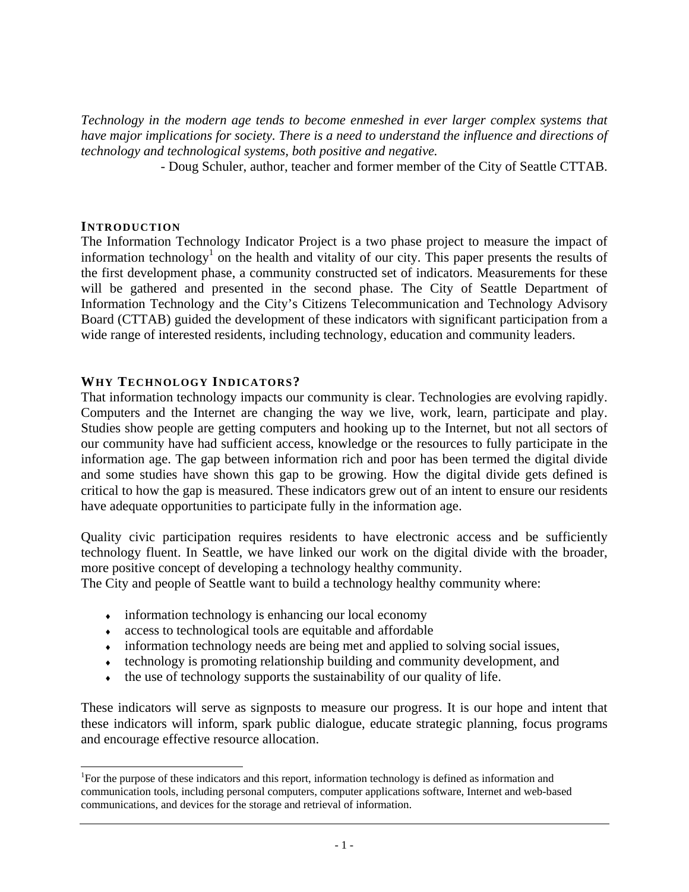*Technology in the modern age tends to become enmeshed in ever larger complex systems that have major implications for society. There is a need to understand the influence and directions of technology and technological systems, both positive and negative.*

- Doug Schuler, author, teacher and former member of the City of Seattle CTTAB.

## INTRODUCTION

The Information Technology Indicator Project is a two phase project to measure the impact of information technology[1] on the health and vitality of our city. This paper presents the results of the first development phase, a community constructed set of indicators. Measurements for these will be gathered and presented in the second phase. The City of Seattle Department of Information Technology and the City's Citizens Telecommunication and Technology Advisory Board (CTTAB) guided the development of these indicators with significant participation from a wide range of interested residents, including technology, education and community leaders.

## WHY TECHNOLOGY INDICATORS?

That information technology impacts our community is clear. Technologies are evolving rapidly. Computers and the Internet are changing the way we live, work, learn, participate and play. Studies show people are getting computers and hooking up to the Internet, but not all sectors of our community have had sufficient access, knowledge or the resources to fully participate in the information age. The gap between information rich and poor has been termed the digital divide and some studies have shown this gap to be growing. How the digital divide gets defined is critical to how the gap is measured. These indicators grew out of an intent to ensure our residents have adequate opportunities to participate fully in the information age.

Quality civic participation requires residents to have electronic access and be sufficiently technology fluent. In Seattle, we have linked our work on the digital divide with the broader, more positive concept of developing a technology healthy community.

The City and people of Seattle want to build a technology healthy community where:

- information technology is enhancing our local economy
- access to technological tools are equitable and affordable
- information technology needs are being met and applied to solving social issues,
- technology is promoting relationship building and community development, and
- the use of technology supports the sustainability of our quality of life.

These indicators will serve as signposts to measure our progress. It is our hope and intent that these indicators will inform, spark public dialogue, educate strategic planning, focus programs and encourage effective resource allocation.

---

[1]For the purpose of these indicators and this report, information technology is defined as information and communication tools, including personal computers, computer applications software, Internet and web-based communications, and devices for the storage and retrieval of information.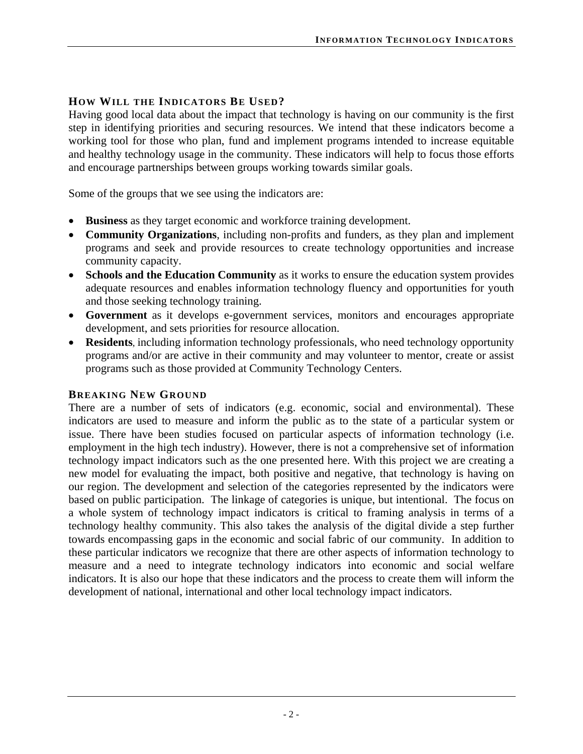## How Will the Indicators Be Used?

Having good local data about the impact that technology is having on our community is the first step in identifying priorities and securing resources. We intend that these indicators become a working tool for those who plan, fund and implement programs intended to increase equitable and healthy technology usage in the community. These indicators will help to focus those efforts and encourage partnerships between groups working towards similar goals.

Some of the groups that we see using the indicators are:

- **Business** as they target economic and workforce training development.
- **Community Organizations**, including non-profits and funders, as they plan and implement programs and seek and provide resources to create technology opportunities and increase community capacity.
- **Schools and the Education Community** as it works to ensure the education system provides adequate resources and enables information technology fluency and opportunities for youth and those seeking technology training.
- **Government** as it develops e-government services, monitors and encourages appropriate development, and sets priorities for resource allocation.
- **Residents**, including information technology professionals, who need technology opportunity programs and/or are active in their community and may volunteer to mentor, create or assist programs such as those provided at Community Technology Centers.

## Breaking New Ground

There are a number of sets of indicators (e.g. economic, social and environmental). These indicators are used to measure and inform the public as to the state of a particular system or issue. There have been studies focused on particular aspects of information technology (i.e. employment in the high tech industry). However, there is not a comprehensive set of information technology impact indicators such as the one presented here. With this project we are creating a new model for evaluating the impact, both positive and negative, that technology is having on our region. The development and selection of the categories represented by the indicators were based on public participation. The linkage of categories is unique, but intentional. The focus on a whole system of technology impact indicators is critical to framing analysis in terms of a technology healthy community. This also takes the analysis of the digital divide a step further towards encompassing gaps in the economic and social fabric of our community. In addition to these particular indicators we recognize that there are other aspects of information technology to measure and a need to integrate technology indicators into economic and social welfare indicators. It is also our hope that these indicators and the process to create them will inform the development of national, international and other local technology impact indicators.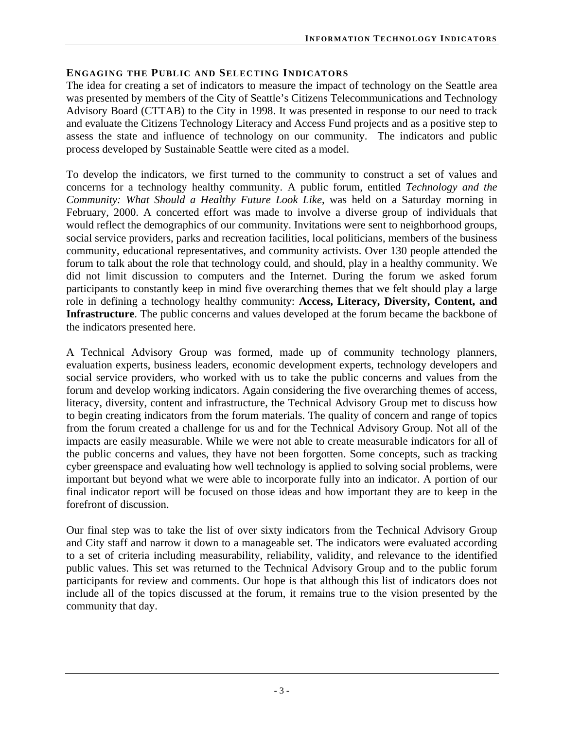## Engaging the Public and Selecting Indicators

The idea for creating a set of indicators to measure the impact of technology on the Seattle area was presented by members of the City of Seattle's Citizens Telecommunications and Technology Advisory Board (CTTAB) to the City in 1998. It was presented in response to our need to track and evaluate the Citizens Technology Literacy and Access Fund projects and as a positive step to assess the state and influence of technology on our community. The indicators and public process developed by Sustainable Seattle were cited as a model.

To develop the indicators, we first turned to the community to construct a set of values and concerns for a technology healthy community. A public forum, entitled *Technology and the Community: What Should a Healthy Future Look Like*, was held on a Saturday morning in February, 2000. A concerted effort was made to involve a diverse group of individuals that would reflect the demographics of our community. Invitations were sent to neighborhood groups, social service providers, parks and recreation facilities, local politicians, members of the business community, educational representatives, and community activists. Over 130 people attended the forum to talk about the role that technology could, and should, play in a healthy community. We did not limit discussion to computers and the Internet. During the forum we asked forum participants to constantly keep in mind five overarching themes that we felt should play a large role in defining a technology healthy community: **Access, Literacy, Diversity, Content, and Infrastructure**. The public concerns and values developed at the forum became the backbone of the indicators presented here.

A Technical Advisory Group was formed, made up of community technology planners, evaluation experts, business leaders, economic development experts, technology developers and social service providers, who worked with us to take the public concerns and values from the forum and develop working indicators. Again considering the five overarching themes of access, literacy, diversity, content and infrastructure, the Technical Advisory Group met to discuss how to begin creating indicators from the forum materials. The quality of concern and range of topics from the forum created a challenge for us and for the Technical Advisory Group. Not all of the impacts are easily measurable. While we were not able to create measurable indicators for all of the public concerns and values, they have not been forgotten. Some concepts, such as tracking cyber greenspace and evaluating how well technology is applied to solving social problems, were important but beyond what we were able to incorporate fully into an indicator. A portion of our final indicator report will be focused on those ideas and how important they are to keep in the forefront of discussion.

Our final step was to take the list of over sixty indicators from the Technical Advisory Group and City staff and narrow it down to a manageable set. The indicators were evaluated according to a set of criteria including measurability, reliability, validity, and relevance to the identified public values. This set was returned to the Technical Advisory Group and to the public forum participants for review and comments. Our hope is that although this list of indicators does not include all of the topics discussed at the forum, it remains true to the vision presented by the community that day.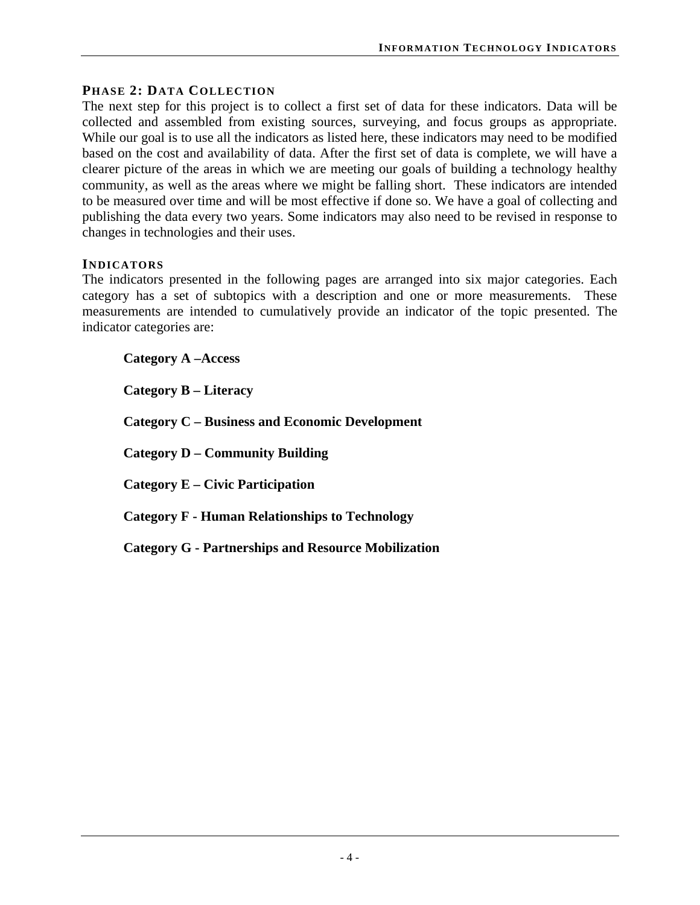## Phase 2: Data Collection

The next step for this project is to collect a first set of data for these indicators. Data will be collected and assembled from existing sources, surveying, and focus groups as appropriate. While our goal is to use all the indicators as listed here, these indicators may need to be modified based on the cost and availability of data. After the first set of data is complete, we will have a clearer picture of the areas in which we are meeting our goals of building a technology healthy community, as well as the areas where we might be falling short. These indicators are intended to be measured over time and will be most effective if done so. We have a goal of collecting and publishing the data every two years. Some indicators may also need to be revised in response to changes in technologies and their uses.

## Indicators

The indicators presented in the following pages are arranged into six major categories. Each category has a set of subtopics with a description and one or more measurements. These measurements are intended to cumulatively provide an indicator of the topic presented. The indicator categories are:

**Category A –Access**

**Category B – Literacy**

**Category C – Business and Economic Development**

**Category D – Community Building**

**Category E – Civic Participation**

**Category F - Human Relationships to Technology**

**Category G - Partnerships and Resource Mobilization**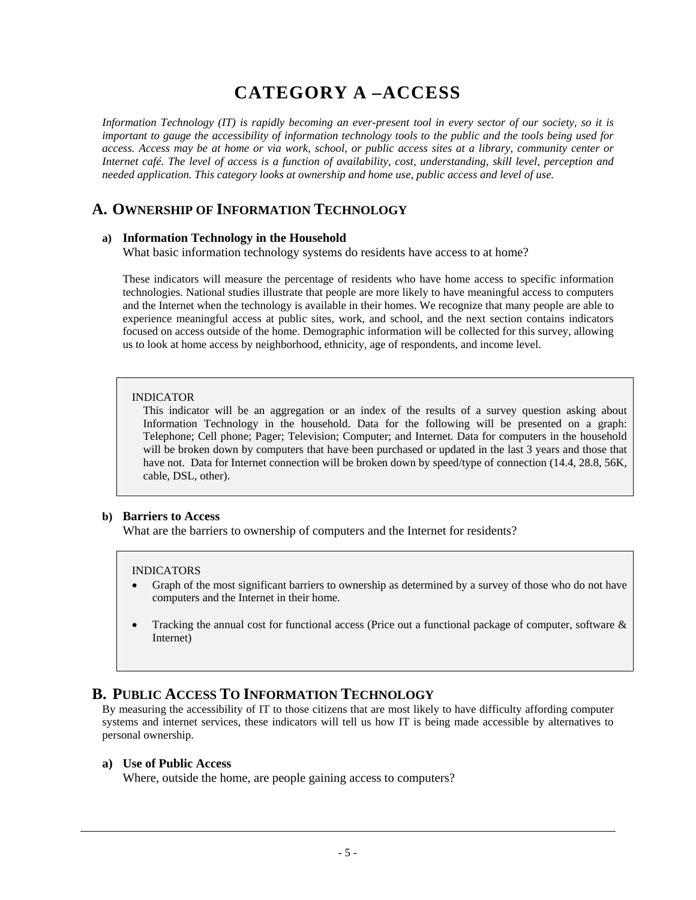# CATEGORY A –ACCESS

*Information Technology (IT) is rapidly becoming an ever-present tool in every sector of our society, so it is important to gauge the accessibility of information technology tools to the public and the tools being used for access. Access may be at home or via work, school, or public access sites at a library, community center or Internet café. The level of access is a function of availability, cost, understanding, skill level, perception and needed application. This category looks at ownership and home use, public access and level of use.*

## A. OWNERSHIP OF INFORMATION TECHNOLOGY

### a) Information Technology in the Household

What basic information technology systems do residents have access to at home?

These indicators will measure the percentage of residents who have home access to specific information technologies. National studies illustrate that people are more likely to have meaningful access to computers and the Internet when the technology is available in their homes. We recognize that many people are able to experience meaningful access at public sites, work, and school, and the next section contains indicators focused on access outside of the home. Demographic information will be collected for this survey, allowing us to look at home access by neighborhood, ethnicity, age of respondents, and income level.

> INDICATOR
>
> This indicator will be an aggregation or an index of the results of a survey question asking about Information Technology in the household. Data for the following will be presented on a graph: Telephone; Cell phone; Pager; Television; Computer; and Internet. Data for computers in the household will be broken down by computers that have been purchased or updated in the last 3 years and those that have not. Data for Internet connection will be broken down by speed/type of connection (14.4, 28.8, 56K, cable, DSL, other).

### b) Barriers to Access

What are the barriers to ownership of computers and the Internet for residents?

> INDICATORS
>
> - Graph of the most significant barriers to ownership as determined by a survey of those who do not have computers and the Internet in their home.
> - Tracking the annual cost for functional access (Price out a functional package of computer, software & Internet)

## B. PUBLIC ACCESS TO INFORMATION TECHNOLOGY

By measuring the accessibility of IT to those citizens that are most likely to have difficulty affording computer systems and internet services, these indicators will tell us how IT is being made accessible by alternatives to personal ownership.

### a) Use of Public Access

Where, outside the home, are people gaining access to computers?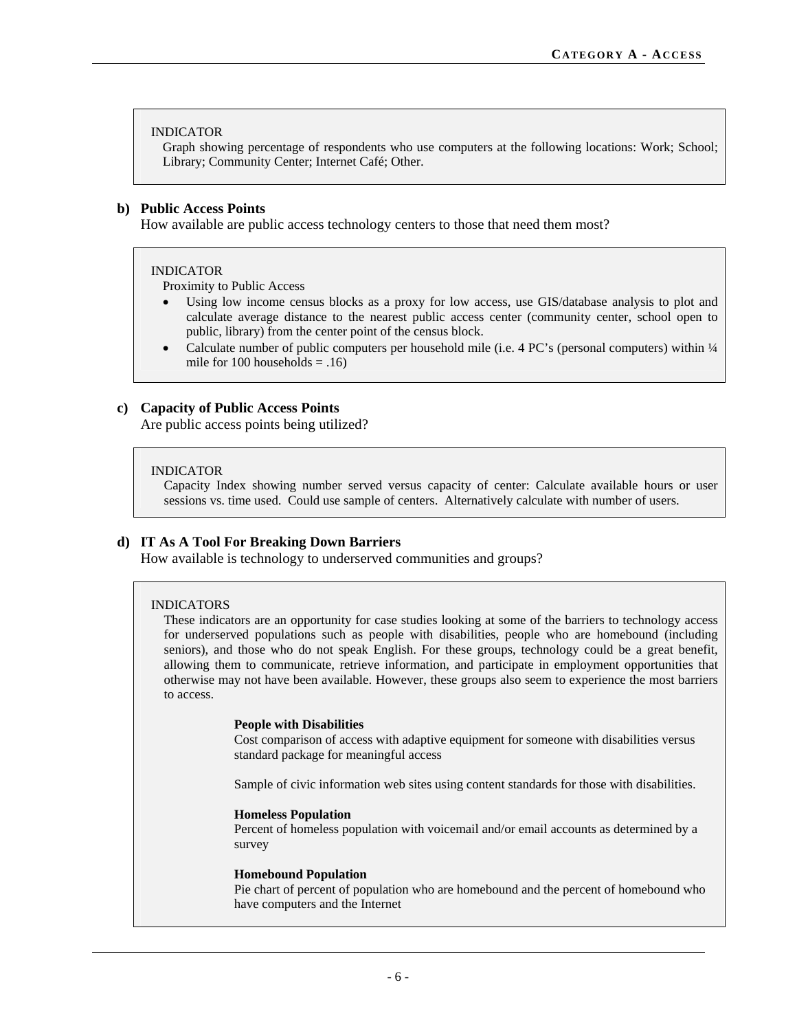INDICATOR

Graph showing percentage of respondents who use computers at the following locations: Work; School; Library; Community Center; Internet Café; Other.

**b) Public Access Points**

How available are public access technology centers to those that need them most?

INDICATOR

Proximity to Public Access

- Using low income census blocks as a proxy for low access, use GIS/database analysis to plot and calculate average distance to the nearest public access center (community center, school open to public, library) from the center point of the census block.
- Calculate number of public computers per household mile (i.e. 4 PC's (personal computers) within ¼ mile for 100 households = .16)

**c) Capacity of Public Access Points**

Are public access points being utilized?

INDICATOR

Capacity Index showing number served versus capacity of center: Calculate available hours or user sessions vs. time used. Could use sample of centers. Alternatively calculate with number of users.

**d) IT As A Tool For Breaking Down Barriers**

How available is technology to underserved communities and groups?

INDICATORS

These indicators are an opportunity for case studies looking at some of the barriers to technology access for underserved populations such as people with disabilities, people who are homebound (including seniors), and those who do not speak English. For these groups, technology could be a great benefit, allowing them to communicate, retrieve information, and participate in employment opportunities that otherwise may not have been available. However, these groups also seem to experience the most barriers to access.

**People with Disabilities**

Cost comparison of access with adaptive equipment for someone with disabilities versus standard package for meaningful access

Sample of civic information web sites using content standards for those with disabilities.

**Homeless Population**

Percent of homeless population with voicemail and/or email accounts as determined by a survey

**Homebound Population**

Pie chart of percent of population who are homebound and the percent of homebound who have computers and the Internet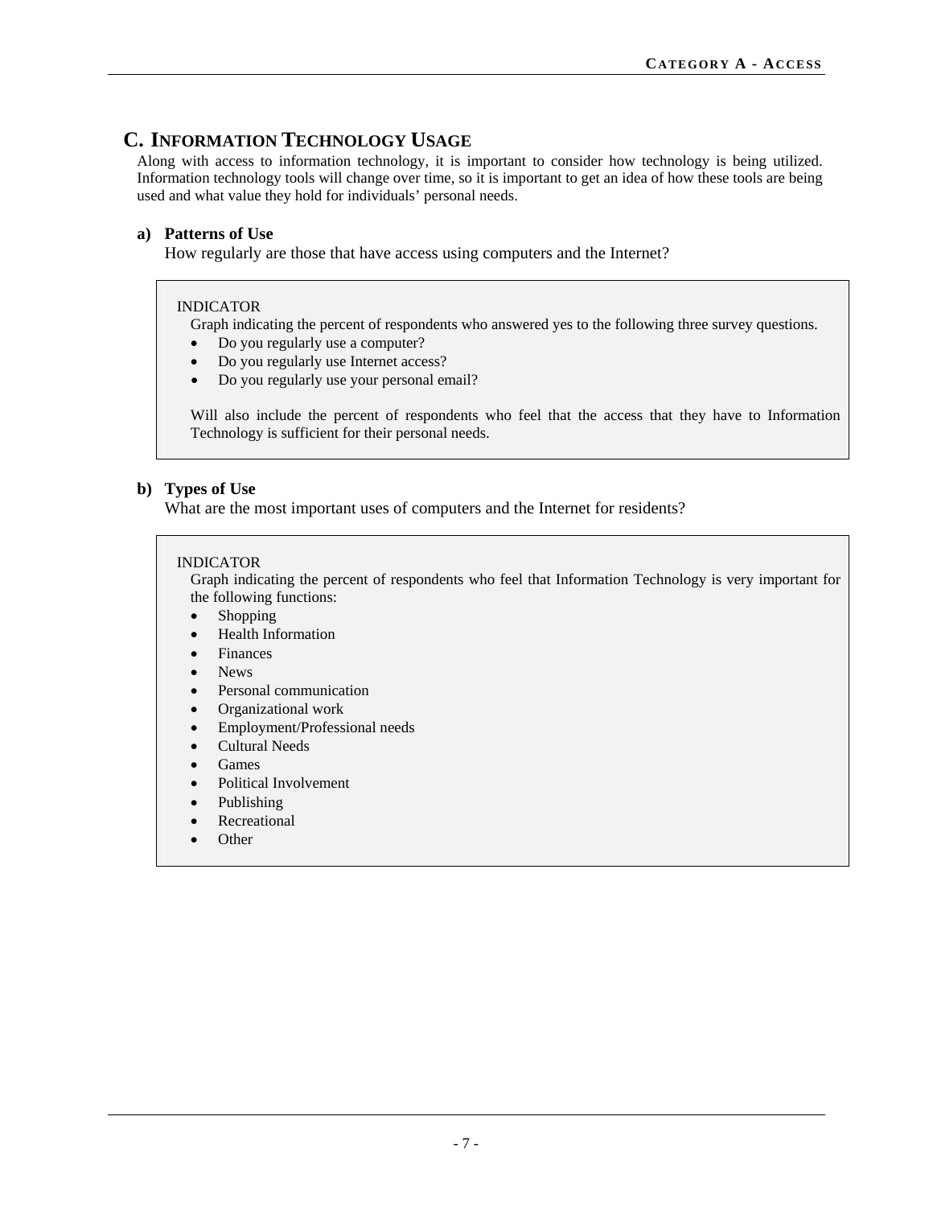## C. Information Technology Usage

Along with access to information technology, it is important to consider how technology is being utilized. Information technology tools will change over time, so it is important to get an idea of how these tools are being used and what value they hold for individuals' personal needs.

### a) Patterns of Use

How regularly are those that have access using computers and the Internet?

> INDICATOR
>
> Graph indicating the percent of respondents who answered yes to the following three survey questions.
>
> - Do you regularly use a computer?
> - Do you regularly use Internet access?
> - Do you regularly use your personal email?
>
> Will also include the percent of respondents who feel that the access that they have to Information Technology is sufficient for their personal needs.

### b) Types of Use

What are the most important uses of computers and the Internet for residents?

> INDICATOR
>
> Graph indicating the percent of respondents who feel that Information Technology is very important for the following functions:
>
> - Shopping
> - Health Information
> - Finances
> - News
> - Personal communication
> - Organizational work
> - Employment/Professional needs
> - Cultural Needs
> - Games
> - Political Involvement
> - Publishing
> - Recreational
> - Other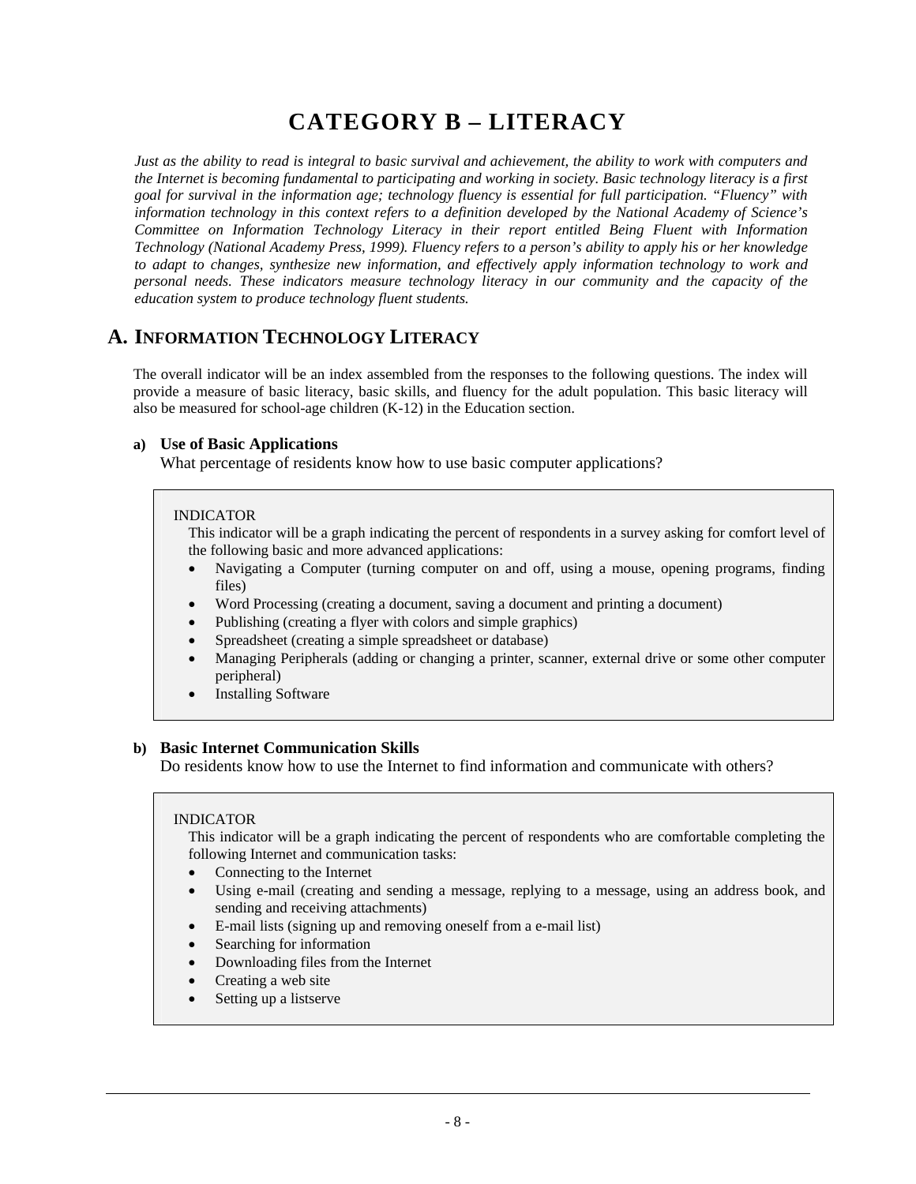# CATEGORY B – LITERACY

*Just as the ability to read is integral to basic survival and achievement, the ability to work with computers and the Internet is becoming fundamental to participating and working in society. Basic technology literacy is a first goal for survival in the information age; technology fluency is essential for full participation. "Fluency" with information technology in this context refers to a definition developed by the National Academy of Science's Committee on Information Technology Literacy in their report entitled Being Fluent with Information Technology (National Academy Press, 1999). Fluency refers to a person's ability to apply his or her knowledge to adapt to changes, synthesize new information, and effectively apply information technology to work and personal needs. These indicators measure technology literacy in our community and the capacity of the education system to produce technology fluent students.*

## A. INFORMATION TECHNOLOGY LITERACY

The overall indicator will be an index assembled from the responses to the following questions. The index will provide a measure of basic literacy, basic skills, and fluency for the adult population. This basic literacy will also be measured for school-age children (K-12) in the Education section.

**a) Use of Basic Applications**

What percentage of residents know how to use basic computer applications?

> INDICATOR
>
> This indicator will be a graph indicating the percent of respondents in a survey asking for comfort level of the following basic and more advanced applications:
>
> - Navigating a Computer (turning computer on and off, using a mouse, opening programs, finding files)
> - Word Processing (creating a document, saving a document and printing a document)
> - Publishing (creating a flyer with colors and simple graphics)
> - Spreadsheet (creating a simple spreadsheet or database)
> - Managing Peripherals (adding or changing a printer, scanner, external drive or some other computer peripheral)
> - Installing Software

**b) Basic Internet Communication Skills**

Do residents know how to use the Internet to find information and communicate with others?

> INDICATOR
>
> This indicator will be a graph indicating the percent of respondents who are comfortable completing the following Internet and communication tasks:
>
> - Connecting to the Internet
> - Using e-mail (creating and sending a message, replying to a message, using an address book, and sending and receiving attachments)
> - E-mail lists (signing up and removing oneself from a e-mail list)
> - Searching for information
> - Downloading files from the Internet
> - Creating a web site
> - Setting up a listserve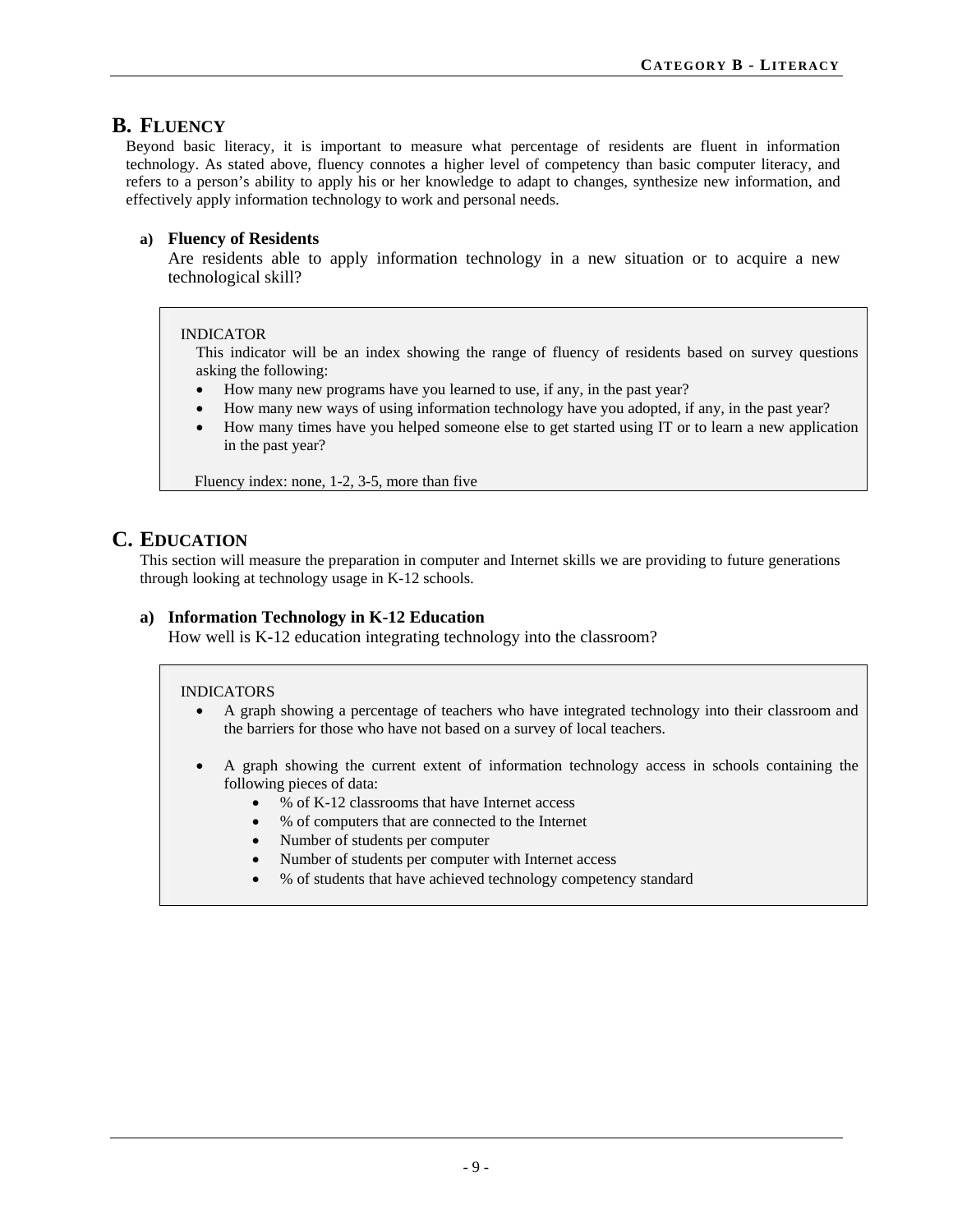## B. FLUENCY

Beyond basic literacy, it is important to measure what percentage of residents are fluent in information technology. As stated above, fluency connotes a higher level of competency than basic computer literacy, and refers to a person's ability to apply his or her knowledge to adapt to changes, synthesize new information, and effectively apply information technology to work and personal needs.

### a) Fluency of Residents

Are residents able to apply information technology in a new situation or to acquire a new technological skill?

> INDICATOR
>
> This indicator will be an index showing the range of fluency of residents based on survey questions asking the following:
>
> - How many new programs have you learned to use, if any, in the past year?
> - How many new ways of using information technology have you adopted, if any, in the past year?
> - How many times have you helped someone else to get started using IT or to learn a new application in the past year?
>
> Fluency index: none, 1-2, 3-5, more than five

## C. EDUCATION

This section will measure the preparation in computer and Internet skills we are providing to future generations through looking at technology usage in K-12 schools.

### a) Information Technology in K-12 Education

How well is K-12 education integrating technology into the classroom?

> INDICATORS
>
> - A graph showing a percentage of teachers who have integrated technology into their classroom and the barriers for those who have not based on a survey of local teachers.
> - A graph showing the current extent of information technology access in schools containing the following pieces of data:
>   - % of K-12 classrooms that have Internet access
>   - % of computers that are connected to the Internet
>   - Number of students per computer
>   - Number of students per computer with Internet access
>   - % of students that have achieved technology competency standard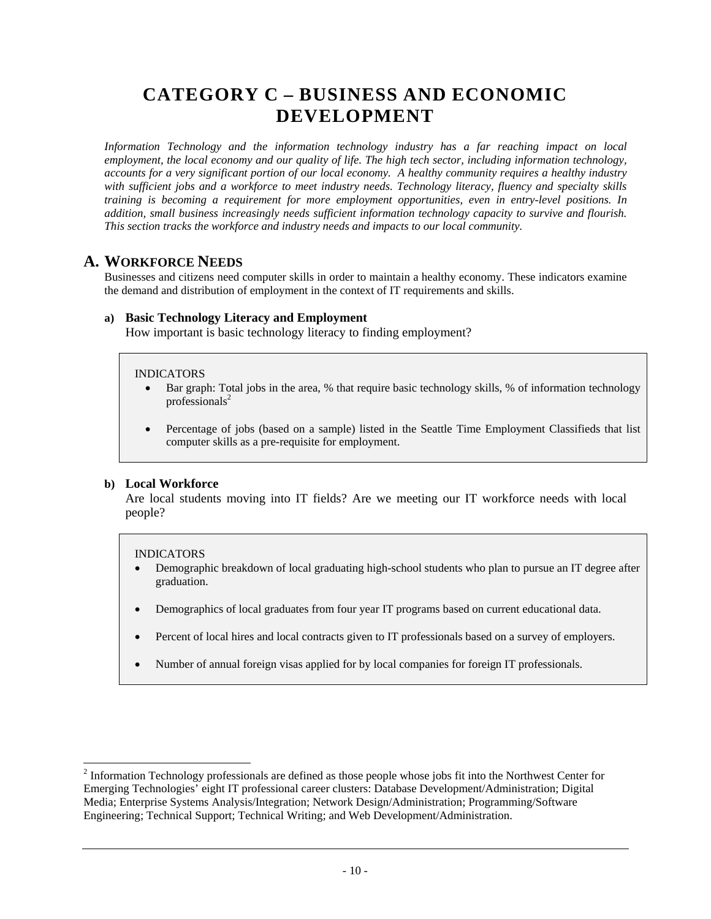# CATEGORY C – BUSINESS AND ECONOMIC DEVELOPMENT

*Information Technology and the information technology industry has a far reaching impact on local employment, the local economy and our quality of life. The high tech sector, including information technology, accounts for a very significant portion of our local economy. A healthy community requires a healthy industry with sufficient jobs and a workforce to meet industry needs. Technology literacy, fluency and specialty skills training is becoming a requirement for more employment opportunities, even in entry-level positions. In addition, small business increasingly needs sufficient information technology capacity to survive and flourish. This section tracks the workforce and industry needs and impacts to our local community.*

## A. WORKFORCE NEEDS

Businesses and citizens need computer skills in order to maintain a healthy economy. These indicators examine the demand and distribution of employment in the context of IT requirements and skills.

### a) Basic Technology Literacy and Employment

How important is basic technology literacy to finding employment?

INDICATORS

- Bar graph: Total jobs in the area, % that require basic technology skills, % of information technology professionals[2]
- Percentage of jobs (based on a sample) listed in the Seattle Time Employment Classifieds that list computer skills as a pre-requisite for employment.

### b) Local Workforce

Are local students moving into IT fields? Are we meeting our IT workforce needs with local people?

INDICATORS

- Demographic breakdown of local graduating high-school students who plan to pursue an IT degree after graduation.
- Demographics of local graduates from four year IT programs based on current educational data.
- Percent of local hires and local contracts given to IT professionals based on a survey of employers.
- Number of annual foreign visas applied for by local companies for foreign IT professionals.

[2] Information Technology professionals are defined as those people whose jobs fit into the Northwest Center for Emerging Technologies' eight IT professional career clusters: Database Development/Administration; Digital Media; Enterprise Systems Analysis/Integration; Network Design/Administration; Programming/Software Engineering; Technical Support; Technical Writing; and Web Development/Administration.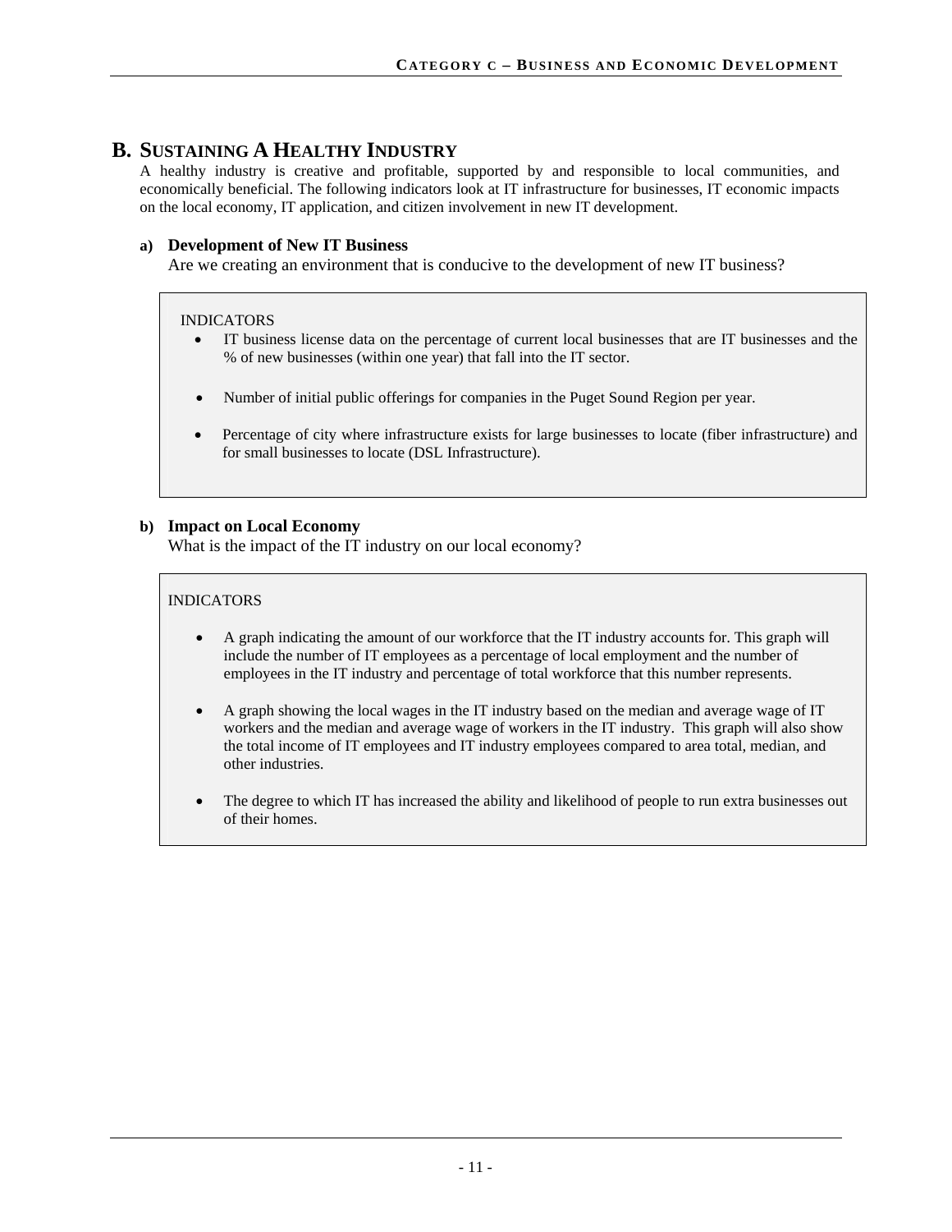## B. Sustaining A Healthy Industry

A healthy industry is creative and profitable, supported by and responsible to local communities, and economically beneficial. The following indicators look at IT infrastructure for businesses, IT economic impacts on the local economy, IT application, and citizen involvement in new IT development.

### a) Development of New IT Business

Are we creating an environment that is conducive to the development of new IT business?

INDICATORS

- IT business license data on the percentage of current local businesses that are IT businesses and the % of new businesses (within one year) that fall into the IT sector.
- Number of initial public offerings for companies in the Puget Sound Region per year.
- Percentage of city where infrastructure exists for large businesses to locate (fiber infrastructure) and for small businesses to locate (DSL Infrastructure).

### b) Impact on Local Economy

What is the impact of the IT industry on our local economy?

INDICATORS

- A graph indicating the amount of our workforce that the IT industry accounts for. This graph will include the number of IT employees as a percentage of local employment and the number of employees in the IT industry and percentage of total workforce that this number represents.
- A graph showing the local wages in the IT industry based on the median and average wage of IT workers and the median and average wage of workers in the IT industry. This graph will also show the total income of IT employees and IT industry employees compared to area total, median, and other industries.
- The degree to which IT has increased the ability and likelihood of people to run extra businesses out of their homes.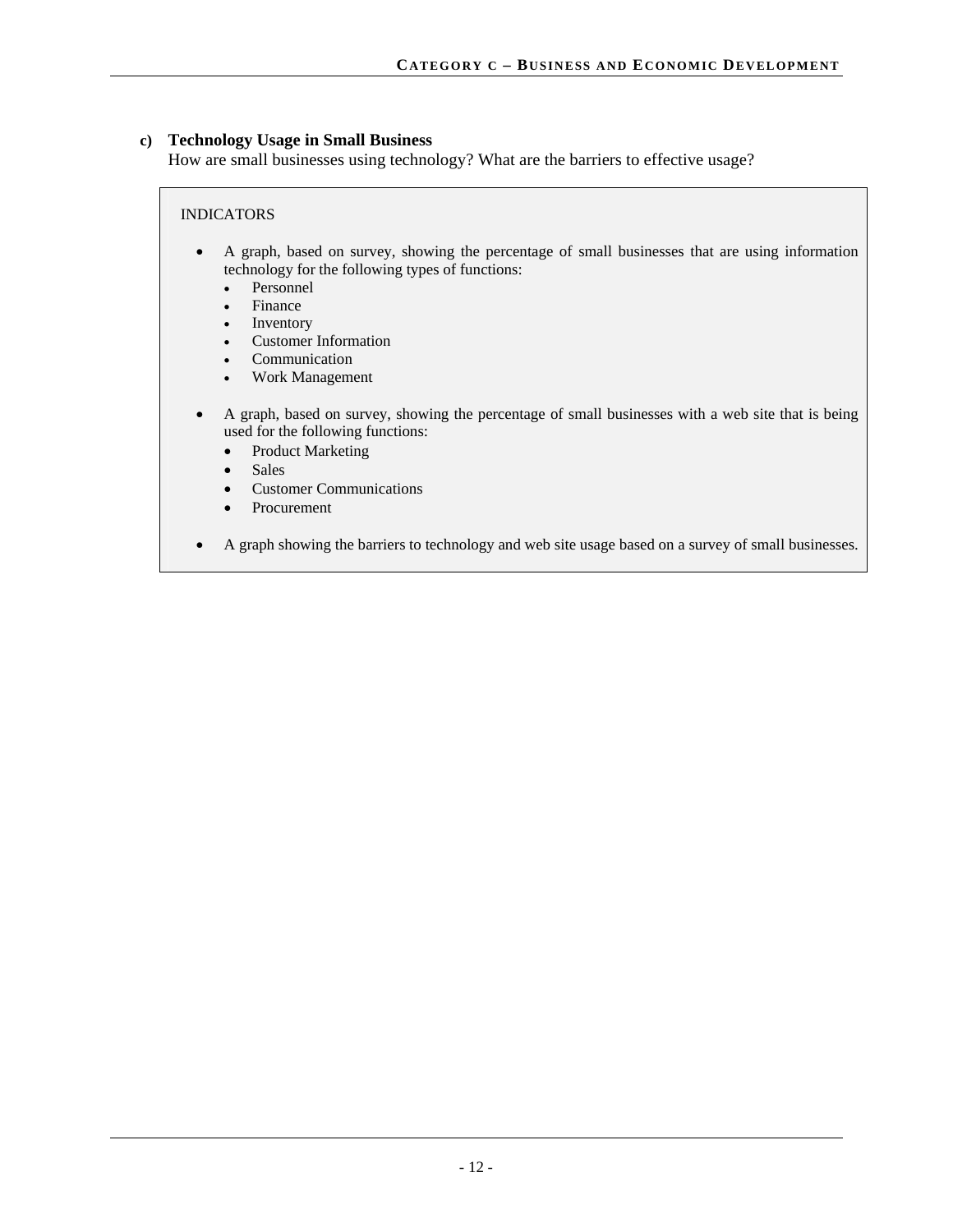**c) Technology Usage in Small Business**

How are small businesses using technology? What are the barriers to effective usage?

INDICATORS

- A graph, based on survey, showing the percentage of small businesses that are using information technology for the following types of functions:
  - Personnel
  - Finance
  - Inventory
  - Customer Information
  - Communication
  - Work Management
- A graph, based on survey, showing the percentage of small businesses with a web site that is being used for the following functions:
  - Product Marketing
  - Sales
  - Customer Communications
  - Procurement
- A graph showing the barriers to technology and web site usage based on a survey of small businesses.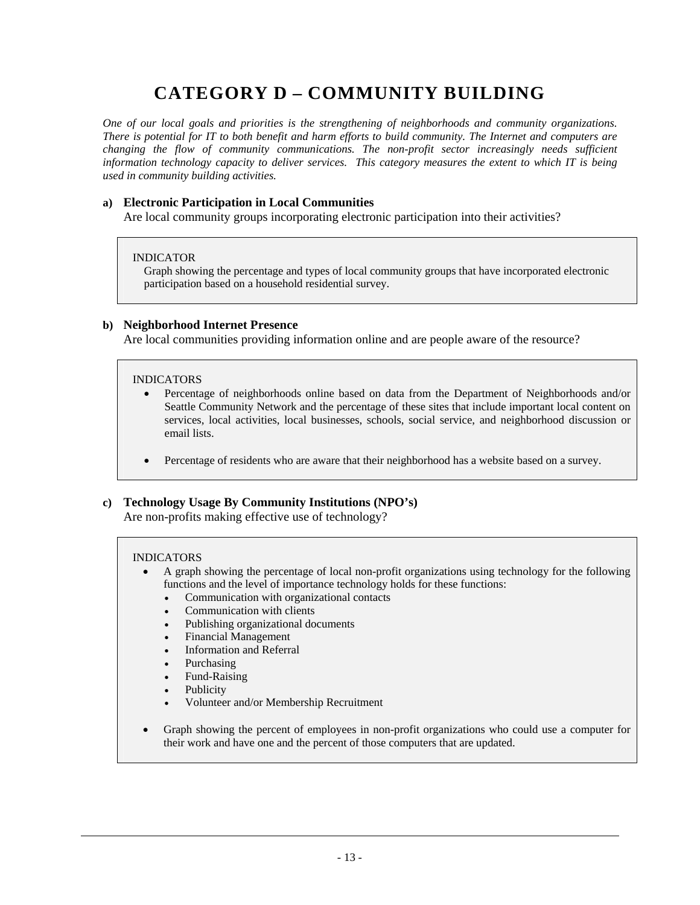# CATEGORY D – COMMUNITY BUILDING

*One of our local goals and priorities is the strengthening of neighborhoods and community organizations. There is potential for IT to both benefit and harm efforts to build community. The Internet and computers are changing the flow of community communications. The non-profit sector increasingly needs sufficient information technology capacity to deliver services. This category measures the extent to which IT is being used in community building activities.*

**a) Electronic Participation in Local Communities**

Are local community groups incorporating electronic participation into their activities?

> INDICATOR
>
> Graph showing the percentage and types of local community groups that have incorporated electronic participation based on a household residential survey.

**b) Neighborhood Internet Presence**

Are local communities providing information online and are people aware of the resource?

> INDICATORS
>
> - Percentage of neighborhoods online based on data from the Department of Neighborhoods and/or Seattle Community Network and the percentage of these sites that include important local content on services, local activities, local businesses, schools, social service, and neighborhood discussion or email lists.
> - Percentage of residents who are aware that their neighborhood has a website based on a survey.

**c) Technology Usage By Community Institutions (NPO's)**

Are non-profits making effective use of technology?

> INDICATORS
>
> - A graph showing the percentage of local non-profit organizations using technology for the following functions and the level of importance technology holds for these functions:
>   - Communication with organizational contacts
>   - Communication with clients
>   - Publishing organizational documents
>   - Financial Management
>   - Information and Referral
>   - Purchasing
>   - Fund-Raising
>   - Publicity
>   - Volunteer and/or Membership Recruitment
> - Graph showing the percent of employees in non-profit organizations who could use a computer for their work and have one and the percent of those computers that are updated.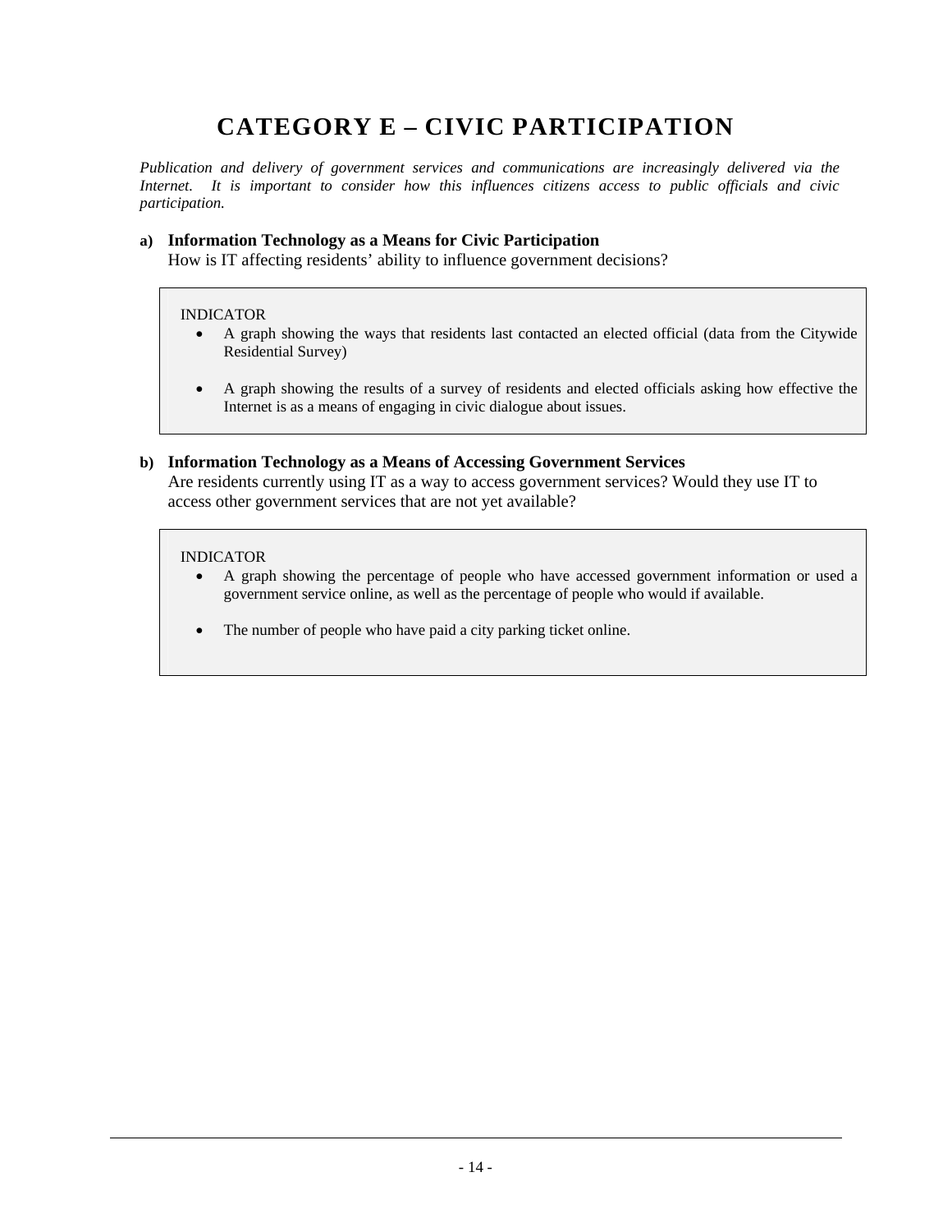# CATEGORY E – CIVIC PARTICIPATION

*Publication and delivery of government services and communications are increasingly delivered via the Internet. It is important to consider how this influences citizens access to public officials and civic participation.*

**a) Information Technology as a Means for Civic Participation**
How is IT affecting residents' ability to influence government decisions?

> INDICATOR
> - A graph showing the ways that residents last contacted an elected official (data from the Citywide Residential Survey)
> - A graph showing the results of a survey of residents and elected officials asking how effective the Internet is as a means of engaging in civic dialogue about issues.

**b) Information Technology as a Means of Accessing Government Services**
Are residents currently using IT as a way to access government services? Would they use IT to access other government services that are not yet available?

> INDICATOR
> - A graph showing the percentage of people who have accessed government information or used a government service online, as well as the percentage of people who would if available.
> - The number of people who have paid a city parking ticket online.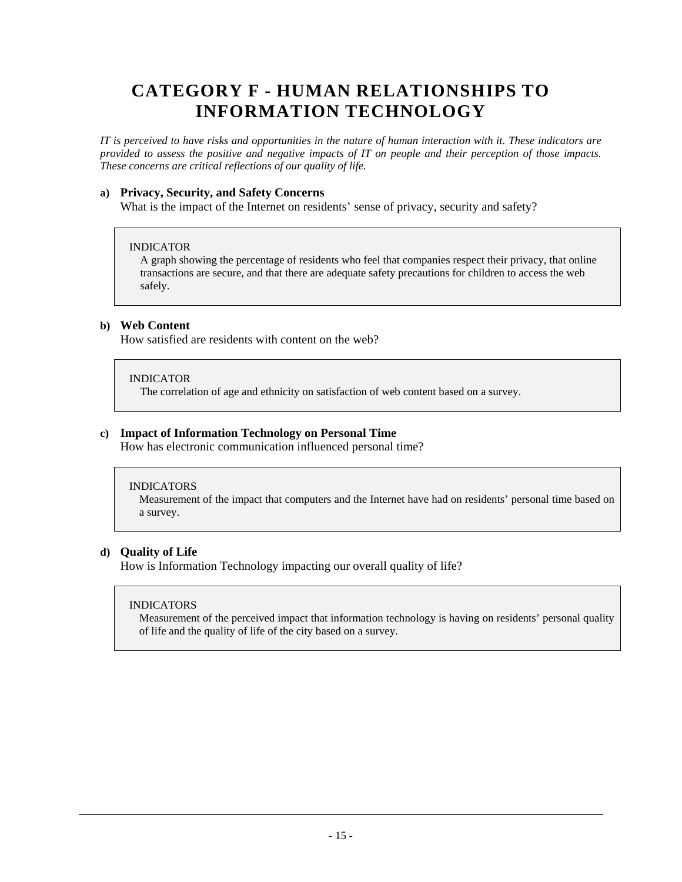# CATEGORY F - HUMAN RELATIONSHIPS TO INFORMATION TECHNOLOGY

*IT is perceived to have risks and opportunities in the nature of human interaction with it. These indicators are provided to assess the positive and negative impacts of IT on people and their perception of those impacts. These concerns are critical reflections of our quality of life.*

**a) Privacy, Security, and Safety Concerns**

What is the impact of the Internet on residents' sense of privacy, security and safety?

> INDICATOR
>
> A graph showing the percentage of residents who feel that companies respect their privacy, that online transactions are secure, and that there are adequate safety precautions for children to access the web safely.

**b) Web Content**

How satisfied are residents with content on the web?

> INDICATOR
>
> The correlation of age and ethnicity on satisfaction of web content based on a survey.

**c) Impact of Information Technology on Personal Time**

How has electronic communication influenced personal time?

> INDICATORS
>
> Measurement of the impact that computers and the Internet have had on residents' personal time based on a survey.

**d) Quality of Life**

How is Information Technology impacting our overall quality of life?

> INDICATORS
>
> Measurement of the perceived impact that information technology is having on residents' personal quality of life and the quality of life of the city based on a survey.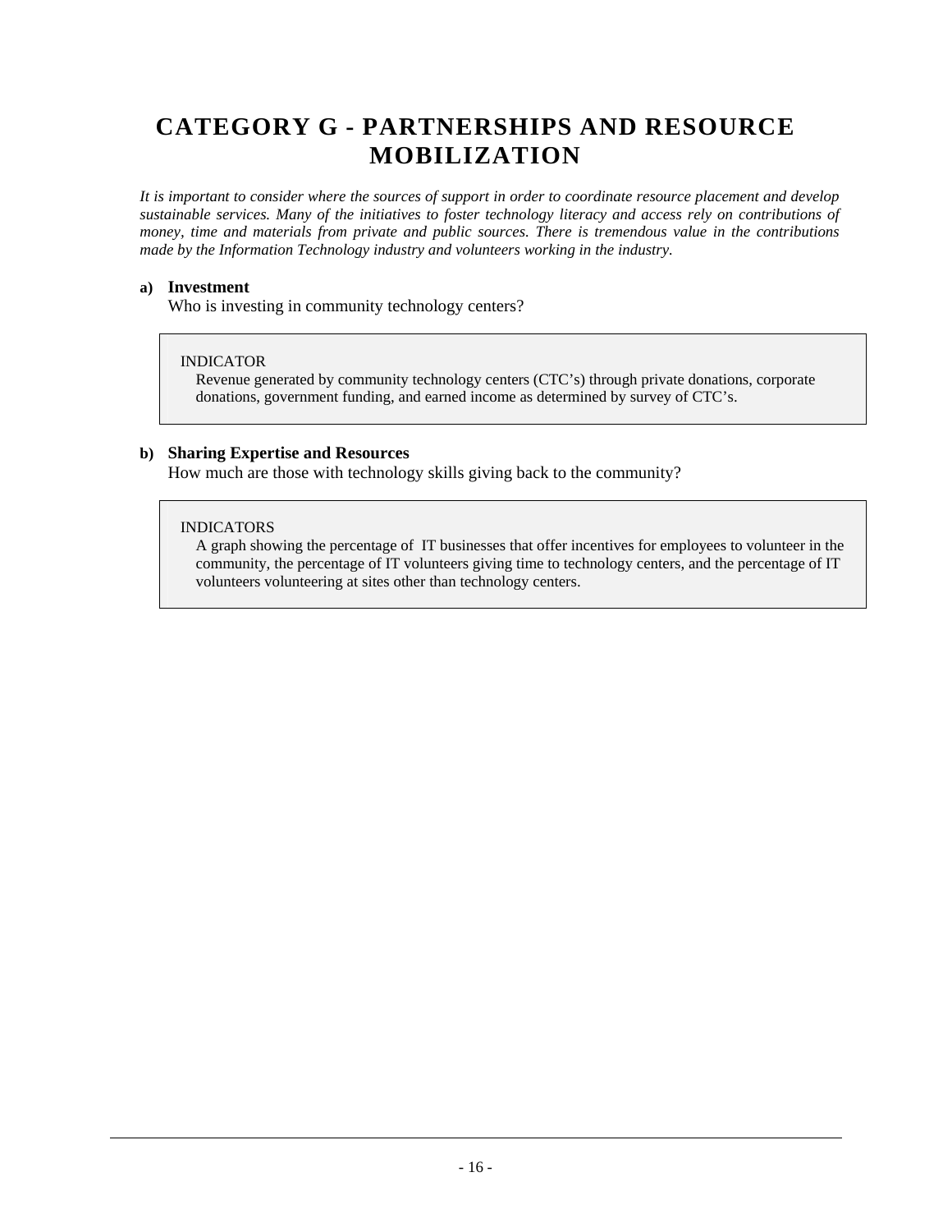# CATEGORY G - PARTNERSHIPS AND RESOURCE MOBILIZATION

*It is important to consider where the sources of support in order to coordinate resource placement and develop sustainable services. Many of the initiatives to foster technology literacy and access rely on contributions of money, time and materials from private and public sources. There is tremendous value in the contributions made by the Information Technology industry and volunteers working in the industry.*

**a) Investment**

Who is investing in community technology centers?

> INDICATOR
>
> Revenue generated by community technology centers (CTC's) through private donations, corporate donations, government funding, and earned income as determined by survey of CTC's.

**b) Sharing Expertise and Resources**

How much are those with technology skills giving back to the community?

> INDICATORS
>
> A graph showing the percentage of IT businesses that offer incentives for employees to volunteer in the community, the percentage of IT volunteers giving time to technology centers, and the percentage of IT volunteers volunteering at sites other than technology centers.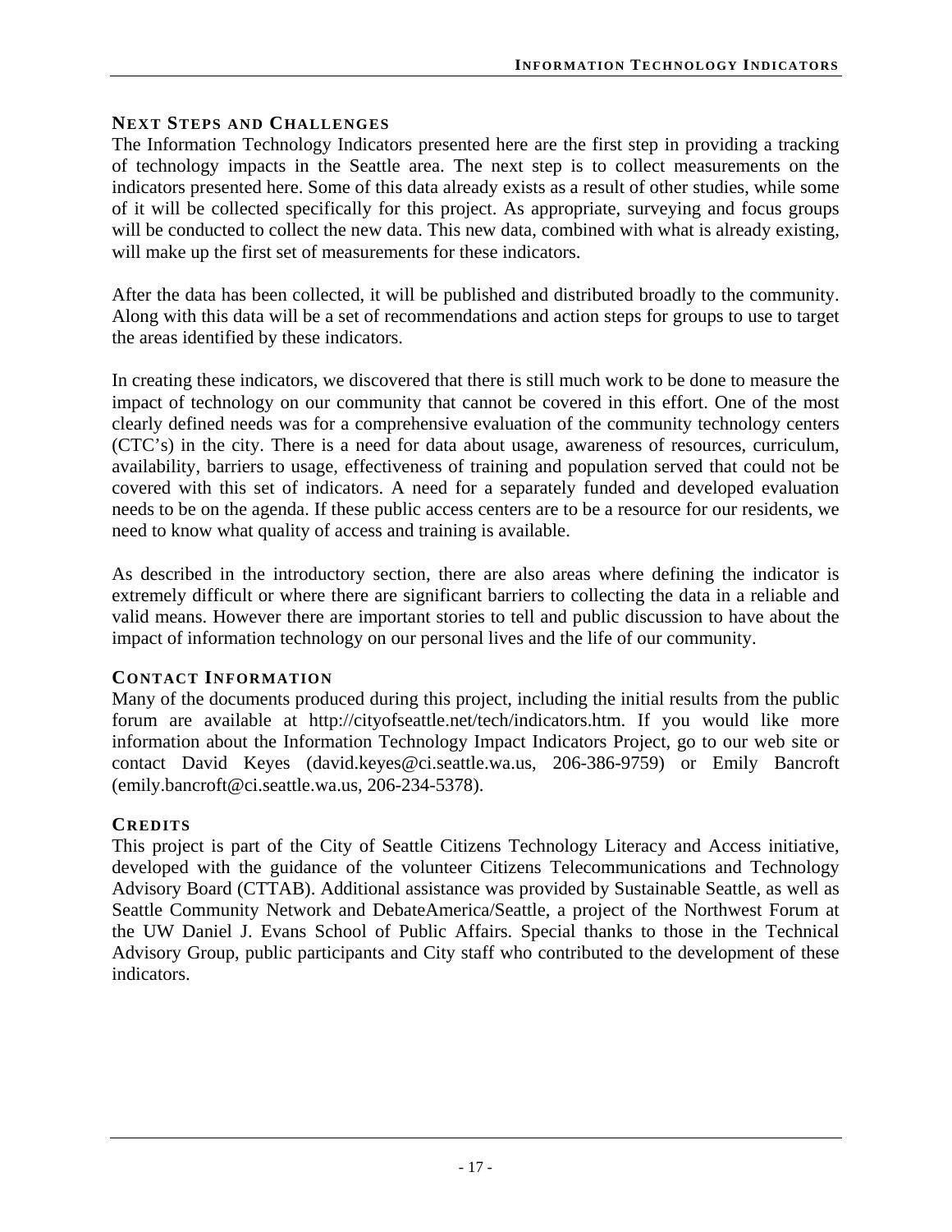## NEXT STEPS AND CHALLENGES

The Information Technology Indicators presented here are the first step in providing a tracking of technology impacts in the Seattle area. The next step is to collect measurements on the indicators presented here. Some of this data already exists as a result of other studies, while some of it will be collected specifically for this project. As appropriate, surveying and focus groups will be conducted to collect the new data. This new data, combined with what is already existing, will make up the first set of measurements for these indicators.

After the data has been collected, it will be published and distributed broadly to the community. Along with this data will be a set of recommendations and action steps for groups to use to target the areas identified by these indicators.

In creating these indicators, we discovered that there is still much work to be done to measure the impact of technology on our community that cannot be covered in this effort. One of the most clearly defined needs was for a comprehensive evaluation of the community technology centers (CTC's) in the city. There is a need for data about usage, awareness of resources, curriculum, availability, barriers to usage, effectiveness of training and population served that could not be covered with this set of indicators. A need for a separately funded and developed evaluation needs to be on the agenda. If these public access centers are to be a resource for our residents, we need to know what quality of access and training is available.

As described in the introductory section, there are also areas where defining the indicator is extremely difficult or where there are significant barriers to collecting the data in a reliable and valid means. However there are important stories to tell and public discussion to have about the impact of information technology on our personal lives and the life of our community.

## CONTACT INFORMATION

Many of the documents produced during this project, including the initial results from the public forum are available at http://cityofseattle.net/tech/indicators.htm. If you would like more information about the Information Technology Impact Indicators Project, go to our web site or contact David Keyes (david.keyes@ci.seattle.wa.us, 206-386-9759) or Emily Bancroft (emily.bancroft@ci.seattle.wa.us, 206-234-5378).

## CREDITS

This project is part of the City of Seattle Citizens Technology Literacy and Access initiative, developed with the guidance of the volunteer Citizens Telecommunications and Technology Advisory Board (CTTAB). Additional assistance was provided by Sustainable Seattle, as well as Seattle Community Network and DebateAmerica/Seattle, a project of the Northwest Forum at the UW Daniel J. Evans School of Public Affairs. Special thanks to those in the Technical Advisory Group, public participants and City staff who contributed to the development of these indicators.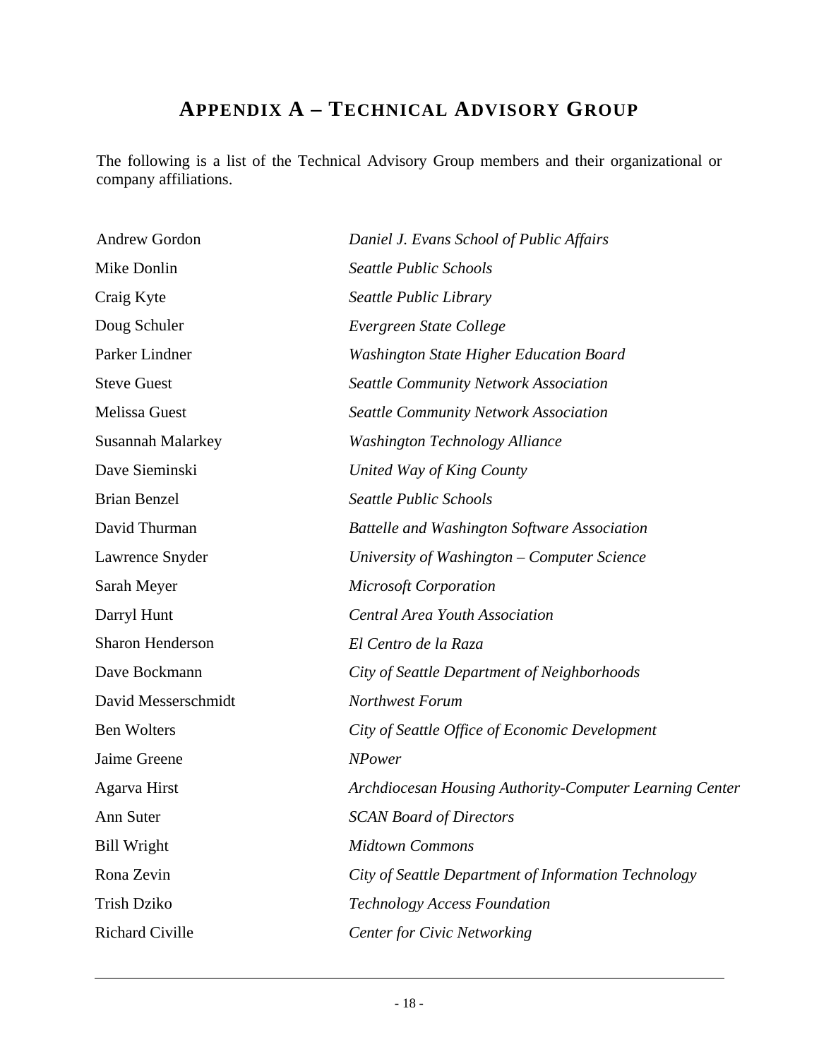# APPENDIX A – TECHNICAL ADVISORY GROUP

The following is a list of the Technical Advisory Group members and their organizational or company affiliations.

| | |
|---|---|
| Andrew Gordon | *Daniel J. Evans School of Public Affairs* |
| Mike Donlin | *Seattle Public Schools* |
| Craig Kyte | *Seattle Public Library* |
| Doug Schuler | *Evergreen State College* |
| Parker Lindner | *Washington State Higher Education Board* |
| Steve Guest | *Seattle Community Network Association* |
| Melissa Guest | *Seattle Community Network Association* |
| Susannah Malarkey | *Washington Technology Alliance* |
| Dave Sieminski | *United Way of King County* |
| Brian Benzel | *Seattle Public Schools* |
| David Thurman | *Battelle and Washington Software Association* |
| Lawrence Snyder | *University of Washington – Computer Science* |
| Sarah Meyer | *Microsoft Corporation* |
| Darryl Hunt | *Central Area Youth Association* |
| Sharon Henderson | *El Centro de la Raza* |
| Dave Bockmann | *City of Seattle Department of Neighborhoods* |
| David Messerschmidt | *Northwest Forum* |
| Ben Wolters | *City of Seattle Office of Economic Development* |
| Jaime Greene | *NPower* |
| Agarva Hirst | *Archdiocesan Housing Authority-Computer Learning Center* |
| Ann Suter | *SCAN Board of Directors* |
| Bill Wright | *Midtown Commons* |
| Rona Zevin | *City of Seattle Department of Information Technology* |
| Trish Dziko | *Technology Access Foundation* |
| Richard Civille | *Center for Civic Networking* |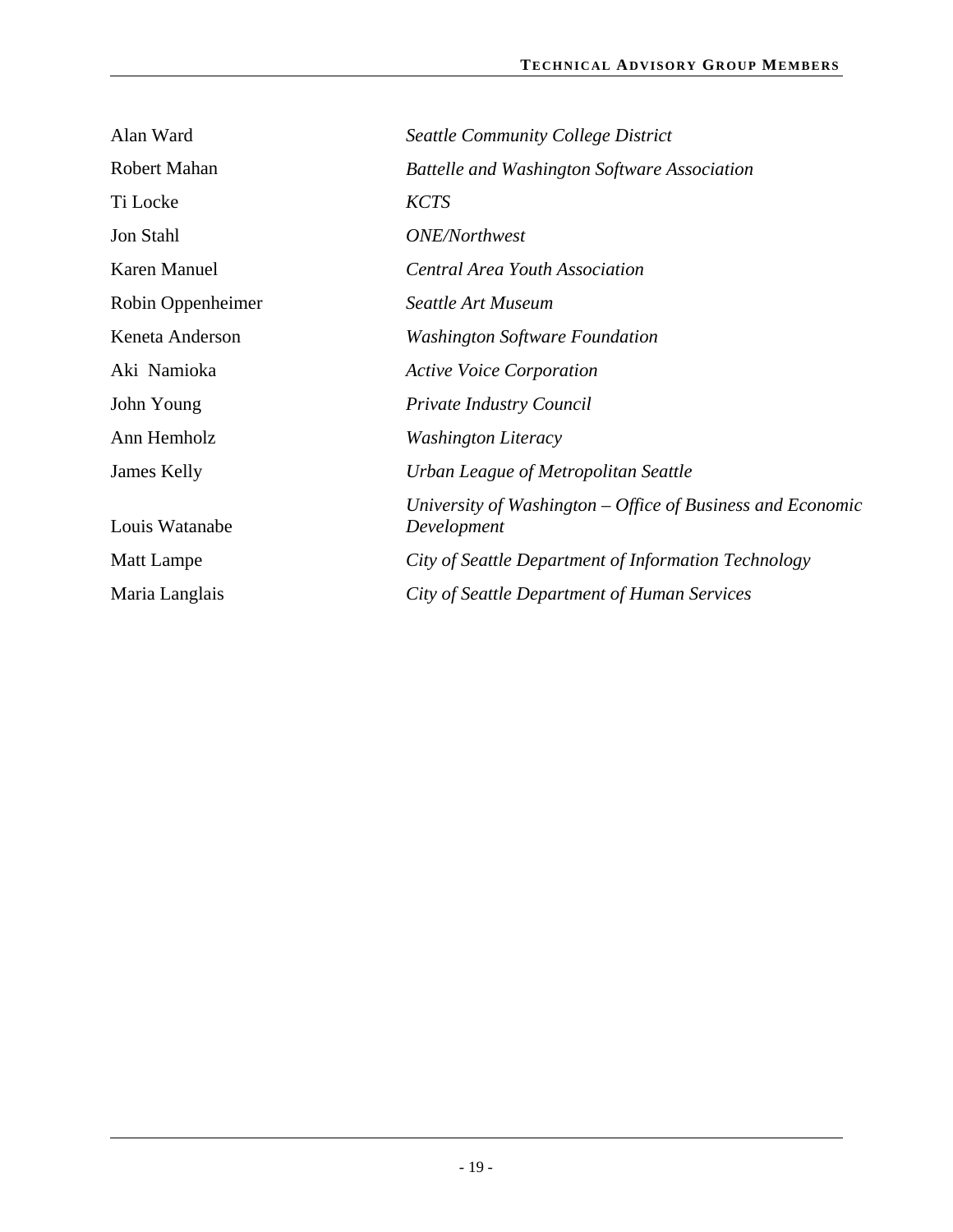| | |
|---|---|
| Alan Ward | *Seattle Community College District* |
| Robert Mahan | *Battelle and Washington Software Association* |
| Ti Locke | *KCTS* |
| Jon Stahl | *ONE/Northwest* |
| Karen Manuel | *Central Area Youth Association* |
| Robin Oppenheimer | *Seattle Art Museum* |
| Keneta Anderson | *Washington Software Foundation* |
| Aki Namioka | *Active Voice Corporation* |
| John Young | *Private Industry Council* |
| Ann Hemholz | *Washington Literacy* |
| James Kelly | *Urban League of Metropolitan Seattle* |
| Louis Watanabe | *University of Washington – Office of Business and Economic Development* |
| Matt Lampe | *City of Seattle Department of Information Technology* |
| Maria Langlais | *City of Seattle Department of Human Services* |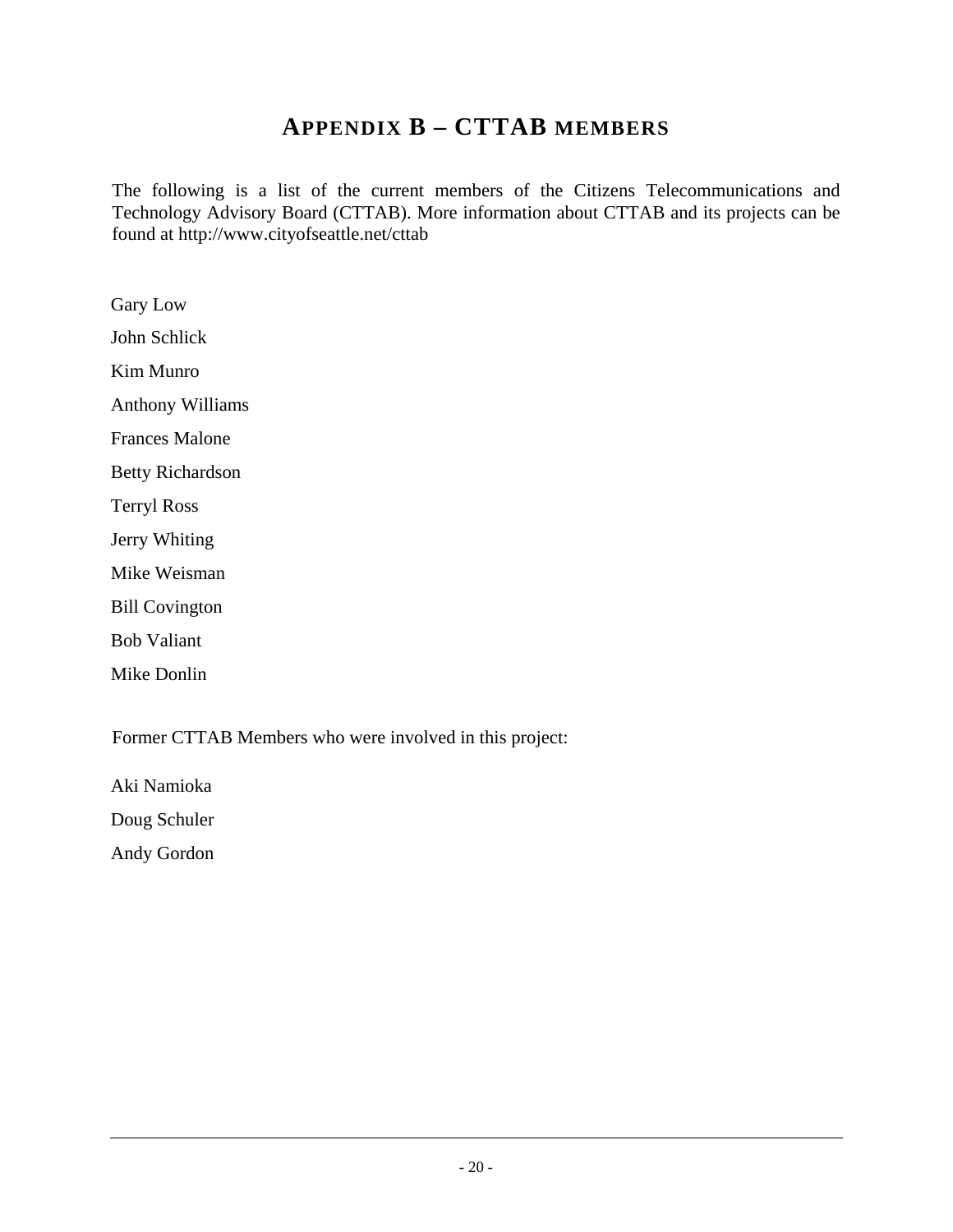# APPENDIX B – CTTAB MEMBERS

The following is a list of the current members of the Citizens Telecommunications and Technology Advisory Board (CTTAB). More information about CTTAB and its projects can be found at http://www.cityofseattle.net/cttab

Gary Low

John Schlick

Kim Munro

Anthony Williams

Frances Malone

Betty Richardson

Terryl Ross

Jerry Whiting

Mike Weisman

Bill Covington

Bob Valiant

Mike Donlin

Former CTTAB Members who were involved in this project:

Aki Namioka

Doug Schuler

Andy Gordon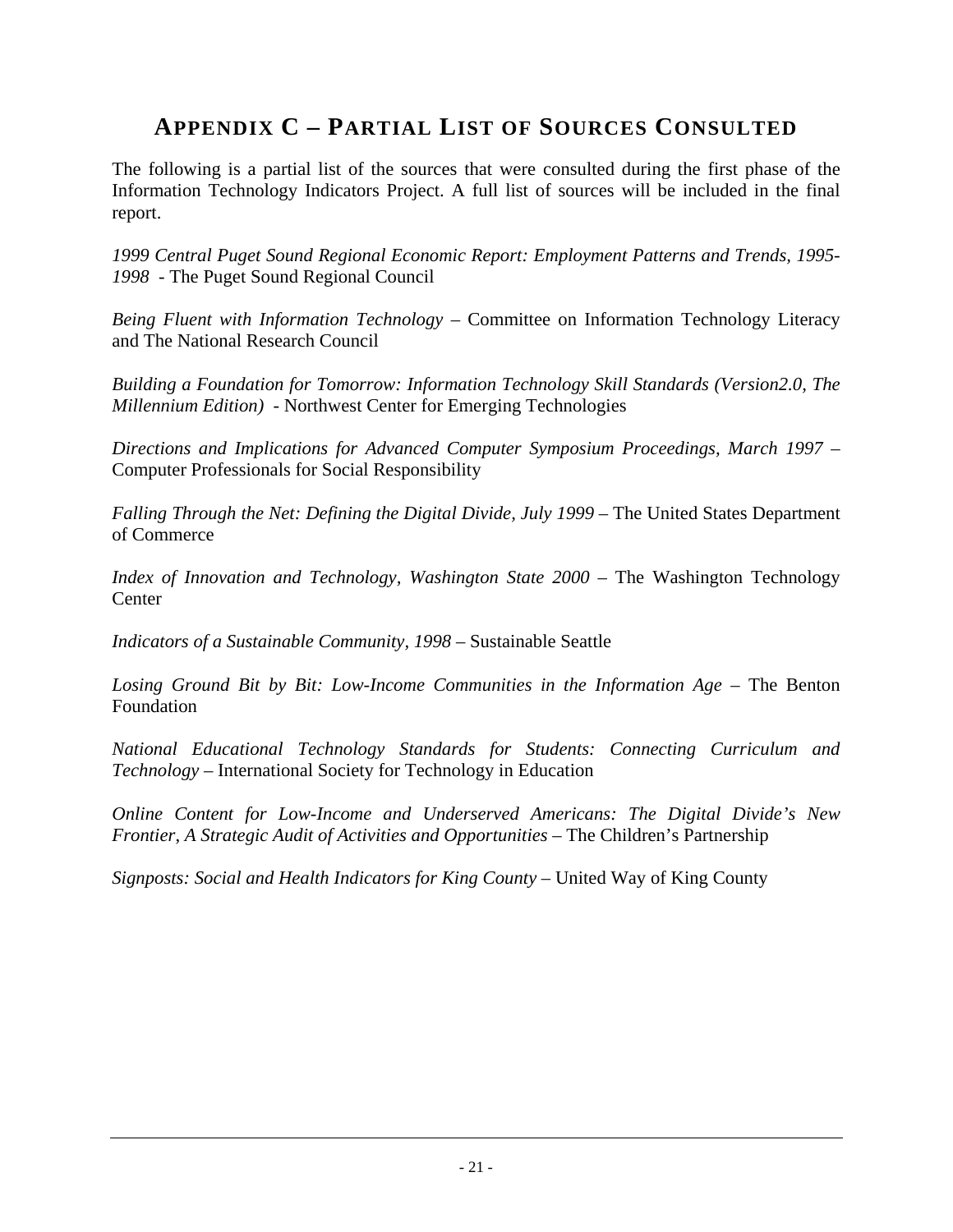# APPENDIX C – PARTIAL LIST OF SOURCES CONSULTED

The following is a partial list of the sources that were consulted during the first phase of the Information Technology Indicators Project. A full list of sources will be included in the final report.

*1999 Central Puget Sound Regional Economic Report: Employment Patterns and Trends, 1995-1998* - The Puget Sound Regional Council

*Being Fluent with Information Technology* – Committee on Information Technology Literacy and The National Research Council

*Building a Foundation for Tomorrow: Information Technology Skill Standards (Version2.0, The Millennium Edition)* - Northwest Center for Emerging Technologies

*Directions and Implications for Advanced Computer Symposium Proceedings, March 1997* – Computer Professionals for Social Responsibility

*Falling Through the Net: Defining the Digital Divide, July 1999* – The United States Department of Commerce

*Index of Innovation and Technology, Washington State 2000* – The Washington Technology Center

*Indicators of a Sustainable Community, 1998* – Sustainable Seattle

*Losing Ground Bit by Bit: Low-Income Communities in the Information Age* – The Benton Foundation

*National Educational Technology Standards for Students: Connecting Curriculum and Technology* – International Society for Technology in Education

*Online Content for Low-Income and Underserved Americans: The Digital Divide's New Frontier, A Strategic Audit of Activities and Opportunities* – The Children's Partnership

*Signposts: Social and Health Indicators for King County* – United Way of King County